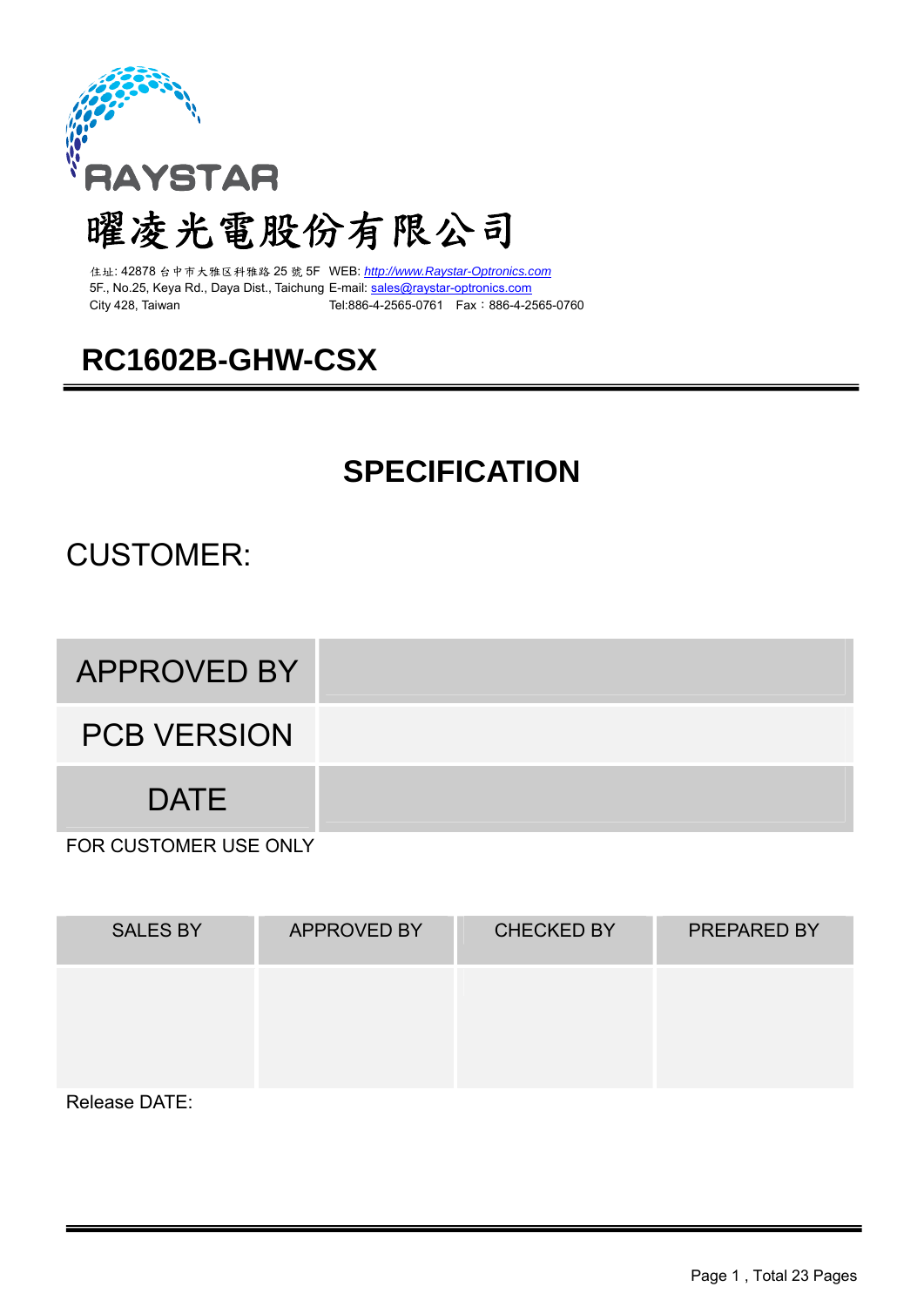RAYSTAR

# 曜凌光電股份有限公司

住址: 42878 台中市大雅区科雅路 25 號 5F WEB: http://www.Raystar-Optronics.com
5F., No.25, Keya Rd., Daya Dist., Taichung E-mail: sales@raystar-optronics.com
City 428, Taiwan Tel:886-4-2565-0761 Fax：886-4-2565-0760

# RC1602B-GHW-CSX

## SPECIFICATION

CUSTOMER:

| APPROVED BY | |
|---|---|
| PCB VERSION | |
| DATE | |

FOR CUSTOMER USE ONLY

| SALES BY | APPROVED BY | CHECKED BY | PREPARED BY |
|---|---|---|---|
| | | | |

Release DATE: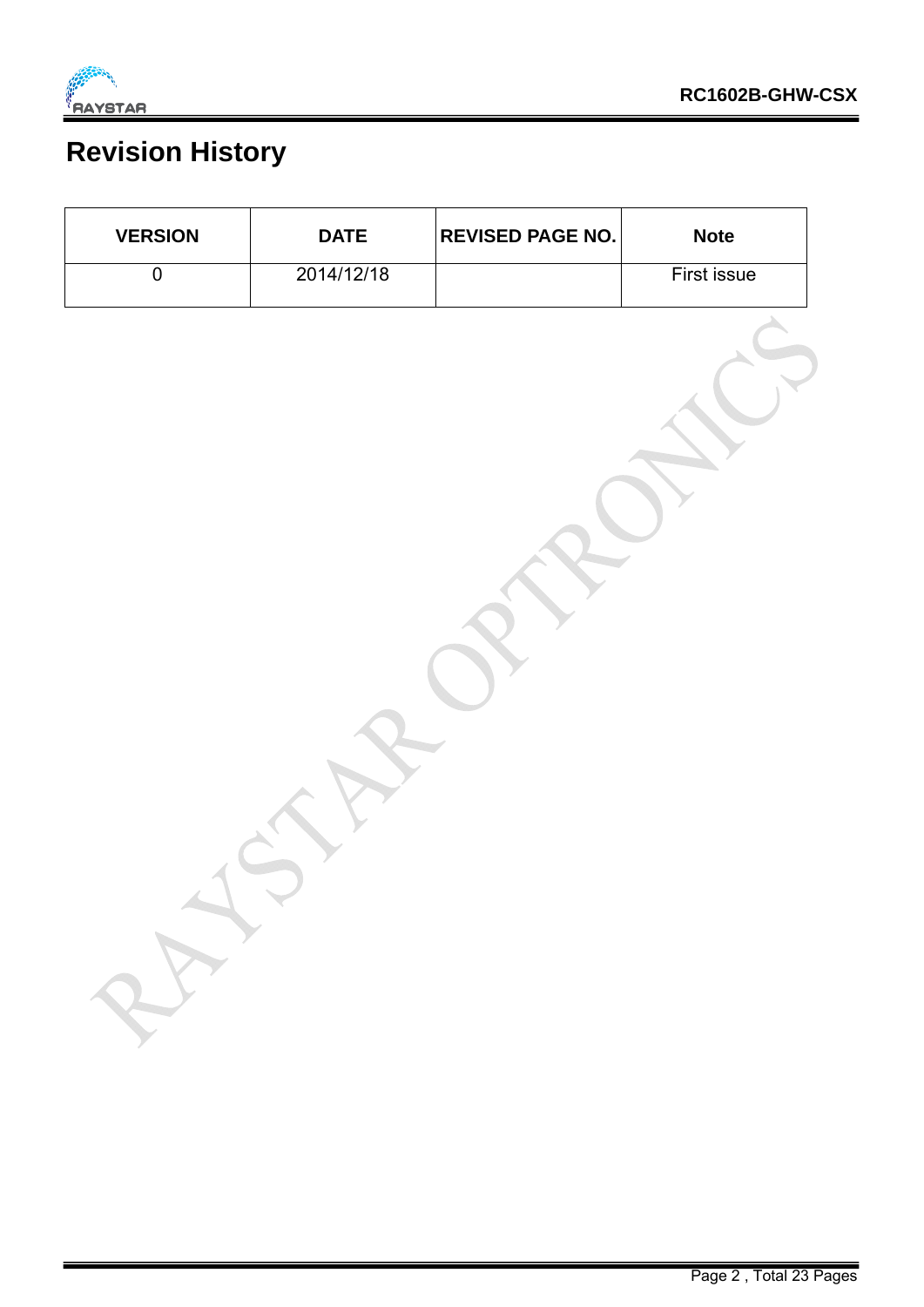# Revision History

| VERSION | DATE | REVISED PAGE NO. | Note |
|---|---|---|---|
| 0 | 2014/12/18 | | First issue |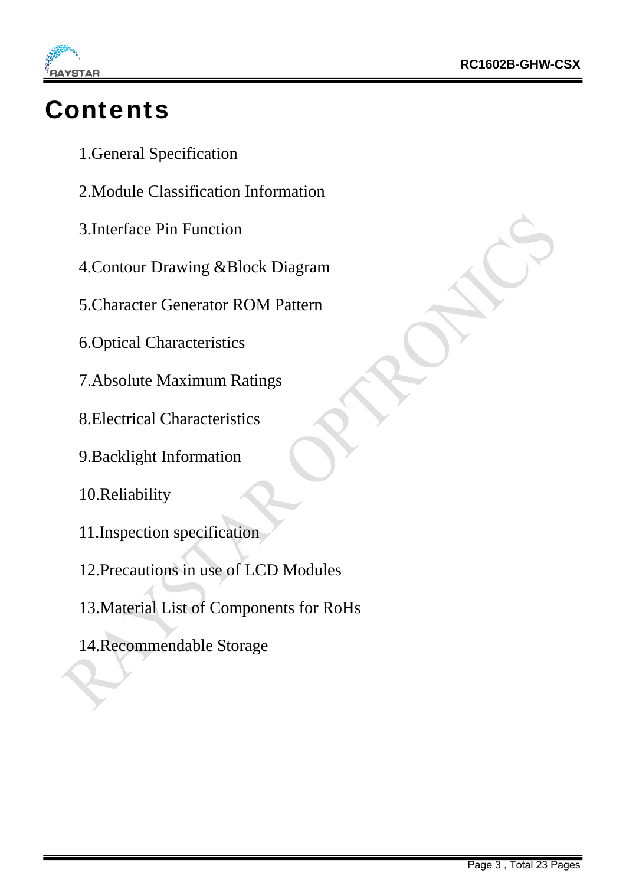# Contents

1.General Specification

2.Module Classification Information

3.Interface Pin Function

4.Contour Drawing &Block Diagram

5.Character Generator ROM Pattern

6.Optical Characteristics

7.Absolute Maximum Ratings

8.Electrical Characteristics

9.Backlight Information

10.Reliability

11.Inspection specification

12.Precautions in use of LCD Modules

13.Material List of Components for RoHs

14.Recommendable Storage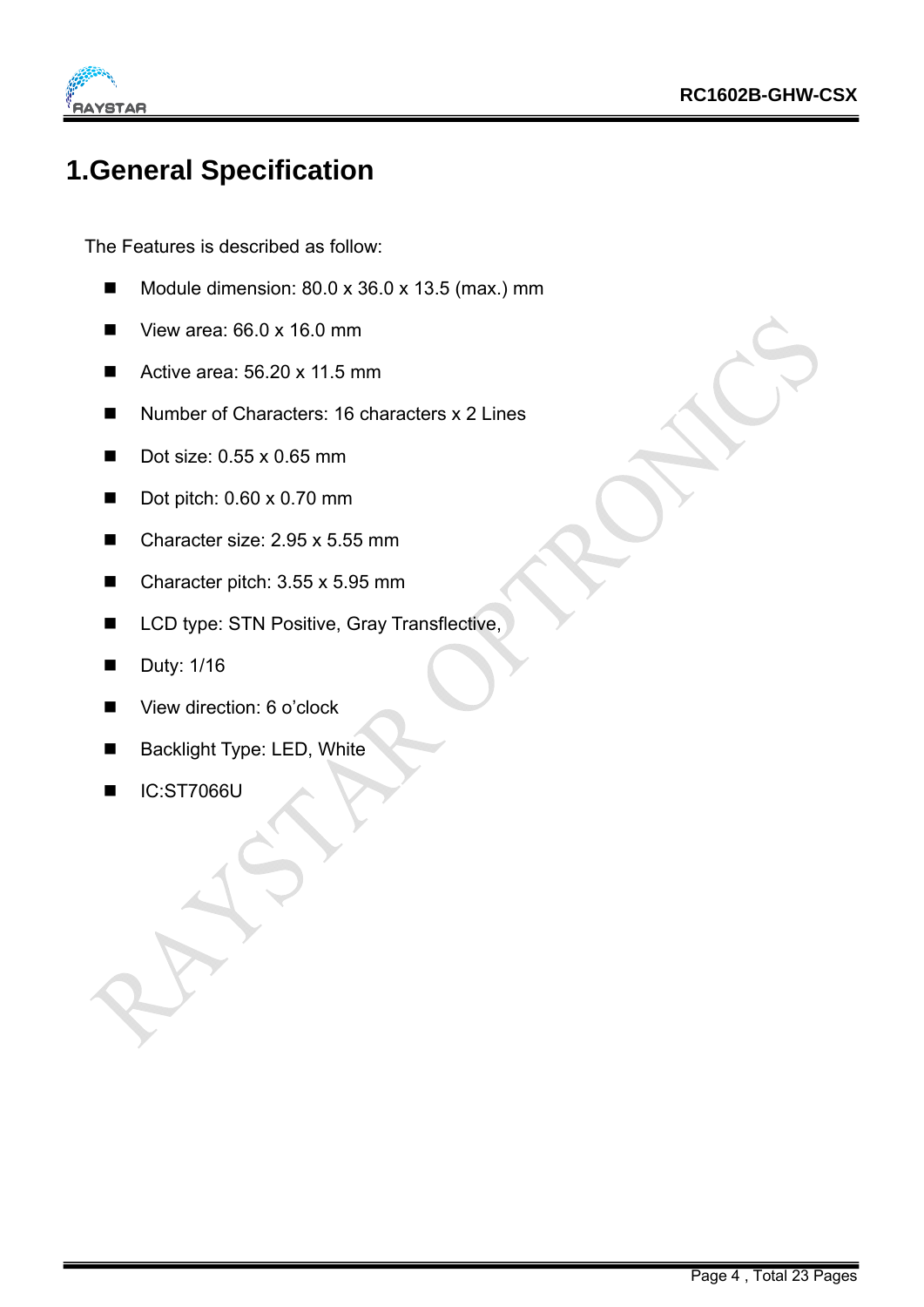# 1.General Specification

The Features is described as follow:

- Module dimension: 80.0 x 36.0 x 13.5 (max.) mm
- View area: 66.0 x 16.0 mm
- Active area: 56.20 x 11.5 mm
- Number of Characters: 16 characters x 2 Lines
- Dot size: 0.55 x 0.65 mm
- Dot pitch: 0.60 x 0.70 mm
- Character size: 2.95 x 5.55 mm
- Character pitch: 3.55 x 5.95 mm
- LCD type: STN Positive, Gray Transflective,
- Duty: 1/16
- View direction: 6 o'clock
- Backlight Type: LED, White
- IC:ST7066U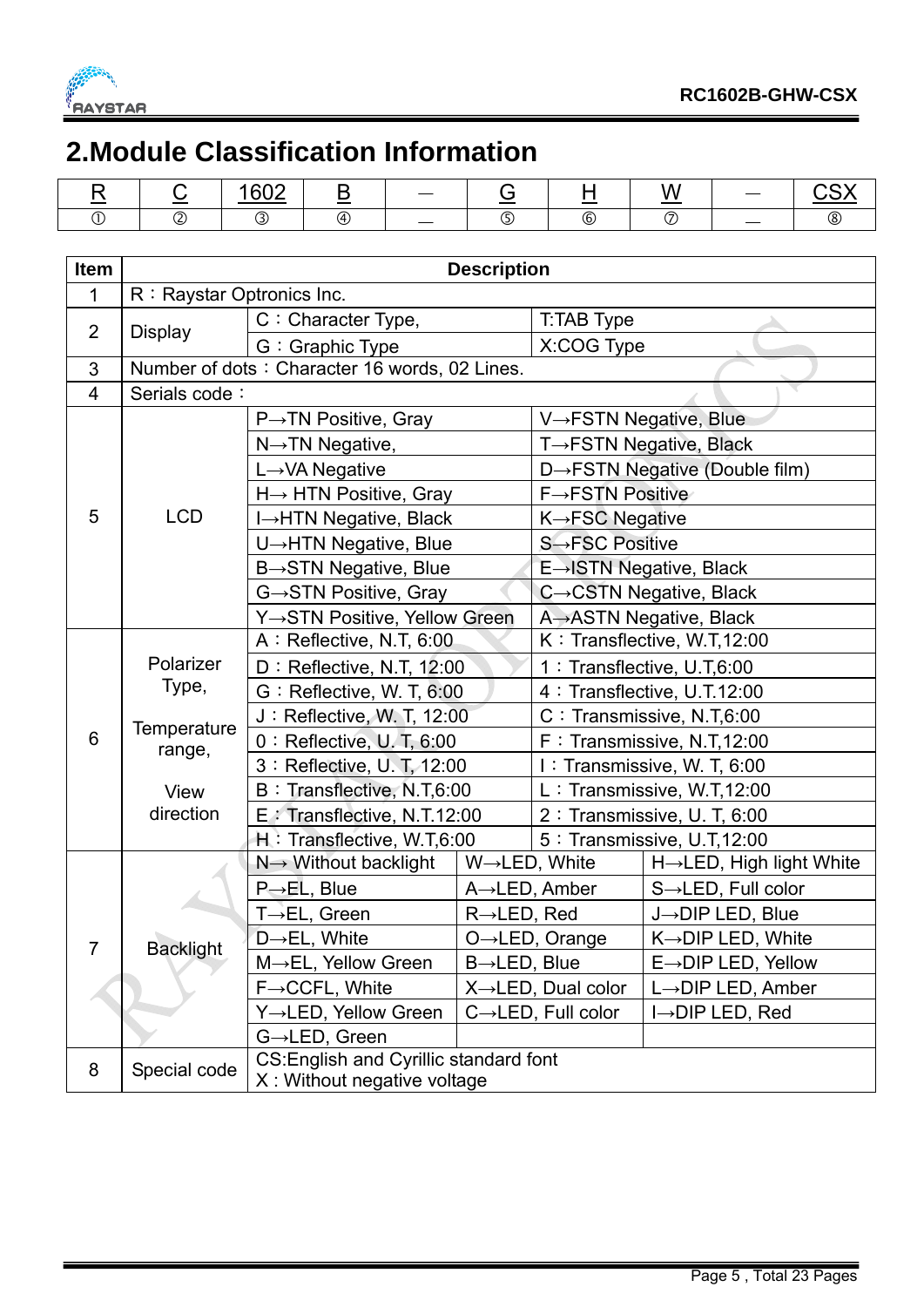## 2.Module Classification Information

| R | C | 1602 | B | — | G | H | W | — | CSX |
|---|---|---|---|---|---|---|---|---|---|
| ① | ② | ③ | ④ | — | ⑤ | ⑥ | ⑦ | — | ⑧ |

| Item | Description | | | |
|---|---|---|---|---|
| 1 | R：Raystar Optronics Inc. | | | |
| 2 | Display | C：Character Type, | T:TAB Type | |
| | | G：Graphic Type | X:COG Type | |
| 3 | Number of dots：Character 16 words, 02 Lines. | | | |
| 4 | Serials code： | | | |
| 5 | LCD | P→TN Positive, Gray | V→FSTN Negative, Blue | |
| | | N→TN Negative, | T→FSTN Negative, Black | |
| | | L→VA Negative | D→FSTN Negative (Double film) | |
| | | H→ HTN Positive, Gray | F→FSTN Positive | |
| | | I→HTN Negative, Black | K→FSC Negative | |
| | | U→HTN Negative, Blue | S→FSC Positive | |
| | | B→STN Negative, Blue | E→ISTN Negative, Black | |
| | | G→STN Positive, Gray | C→CSTN Negative, Black | |
| | | Y→STN Positive, Yellow Green | A→ASTN Negative, Black | |
| 6 | Polarizer Type, Temperature range, View direction | A：Reflective, N.T, 6:00 | K：Transflective, W.T,12:00 | |
| | | D：Reflective, N.T, 12:00 | 1：Transflective, U.T,6:00 | |
| | | G：Reflective, W. T, 6:00 | 4：Transflective, U.T.12:00 | |
| | | J：Reflective, W. T, 12:00 | C：Transmissive, N.T,6:00 | |
| | | 0：Reflective, U. T, 6:00 | F：Transmissive, N.T,12:00 | |
| | | 3：Reflective, U. T, 12:00 | I：Transmissive, W. T, 6:00 | |
| | | B：Transflective, N.T,6:00 | L：Transmissive, W.T,12:00 | |
| | | E：Transflective, N.T.12:00 | 2：Transmissive, U. T, 6:00 | |
| | | H：Transflective, W.T,6:00 | 5：Transmissive, U.T,12:00 | |
| 7 | Backlight | N→ Without backlight | W→LED, White | H→LED, High light White |
| | | P→EL, Blue | A→LED, Amber | S→LED, Full color |
| | | T→EL, Green | R→LED, Red | J→DIP LED, Blue |
| | | D→EL, White | O→LED, Orange | K→DIP LED, White |
| | | M→EL, Yellow Green | B→LED, Blue | E→DIP LED, Yellow |
| | | F→CCFL, White | X→LED, Dual color | L→DIP LED, Amber |
| | | Y→LED, Yellow Green | C→LED, Full color | I→DIP LED, Red |
| | | G→LED, Green | | |
| 8 | Special code | CS:English and Cyrillic standard font<br>X : Without negative voltage | | |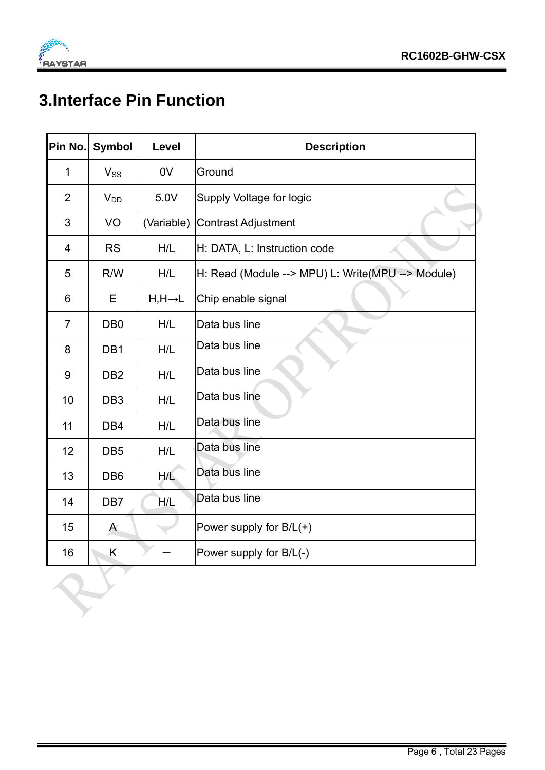# 3.Interface Pin Function

| Pin No. | Symbol | Level | Description |
|---|---|---|---|
| 1 | $V_{SS}$ | 0V | Ground |
| 2 | $V_{DD}$ | 5.0V | Supply Voltage for logic |
| 3 | VO | (Variable) | Contrast Adjustment |
| 4 | RS | H/L | H: DATA, L: Instruction code |
| 5 | R/W | H/L | H: Read (Module --> MPU) L: Write(MPU --> Module) |
| 6 | E | H,H→L | Chip enable signal |
| 7 | DB0 | H/L | Data bus line |
| 8 | DB1 | H/L | Data bus line |
| 9 | DB2 | H/L | Data bus line |
| 10 | DB3 | H/L | Data bus line |
| 11 | DB4 | H/L | Data bus line |
| 12 | DB5 | H/L | Data bus line |
| 13 | DB6 | H/L | Data bus line |
| 14 | DB7 | H/L | Data bus line |
| 15 | A | — | Power supply for B/L(+) |
| 16 | K | — | Power supply for B/L(-) |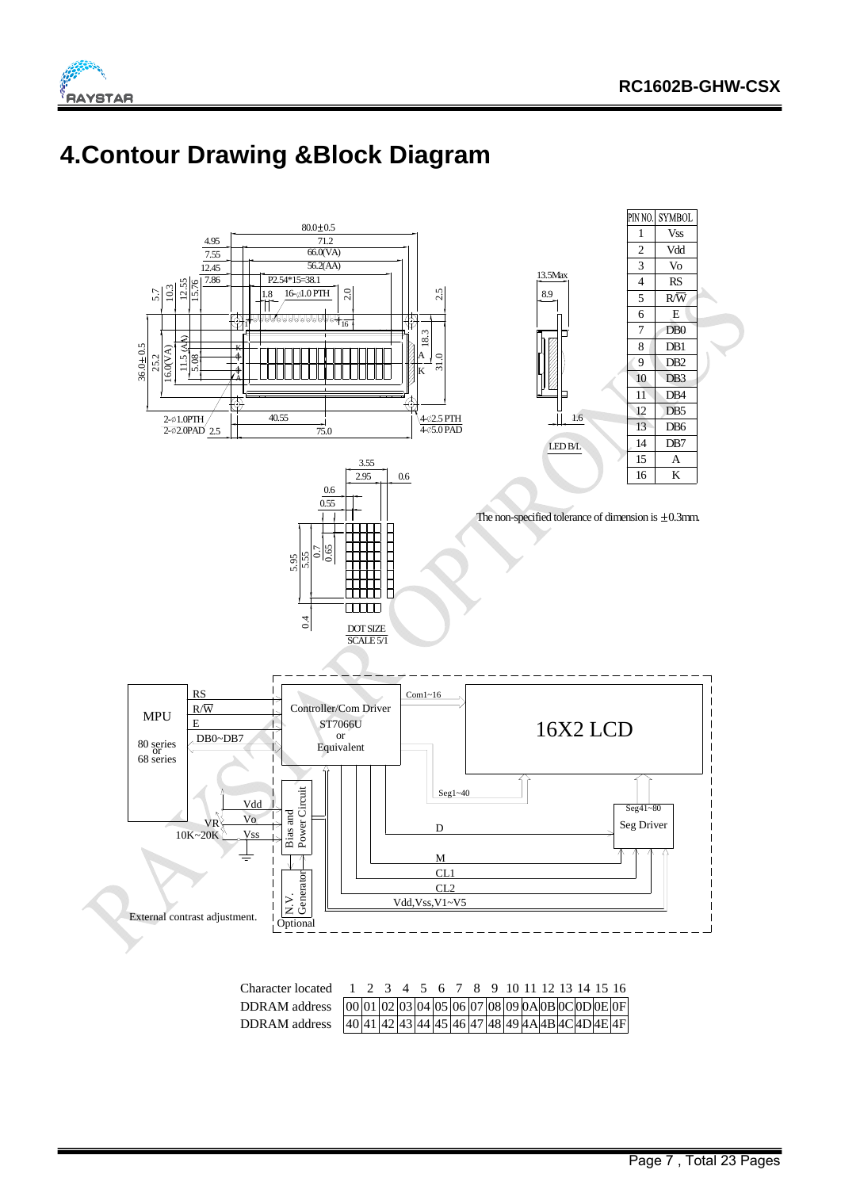# 4.Contour Drawing &Block Diagram

| PIN NO. | SYMBOL |
|---|---|
| 1 | Vss |
| 2 | Vdd |
| 3 | Vo |
| 4 | RS |
| 5 | R/W |
| 6 | E |
| 7 | DB0 |
| 8 | DB1 |
| 9 | DB2 |
| 10 | DB3 |
| 11 | DB4 |
| 12 | DB5 |
| 13 | DB6 |
| 14 | DB7 |
| 15 | A |
| 16 | K |

The non-specified tolerance of dimension is ±0.3mm.

| Character located | 1 | 2 | 3 | 4 | 5 | 6 | 7 | 8 | 9 | 10 | 11 | 12 | 13 | 14 | 15 | 16 |
|---|---|---|---|---|---|---|---|---|---|---|---|---|---|---|---|---|
| DDRAM address | 00 | 01 | 02 | 03 | 04 | 05 | 06 | 07 | 08 | 09 | 0A | 0B | 0C | 0D | 0E | 0F |
| DDRAM address | 40 | 41 | 42 | 43 | 44 | 45 | 46 | 47 | 48 | 49 | 4A | 4B | 4C | 4D | 4E | 4F |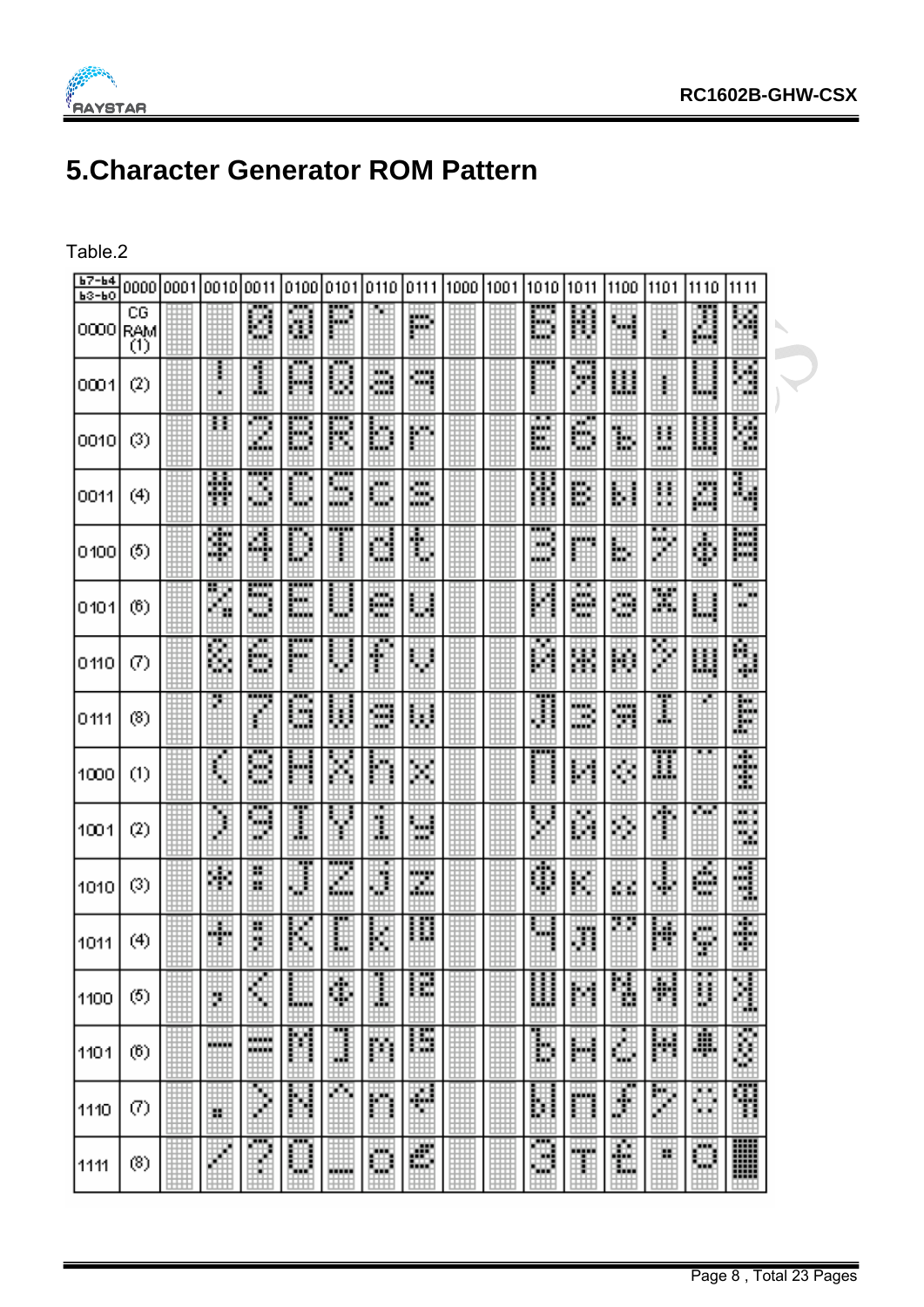# 5.Character Generator ROM Pattern

Table.2

| b7-b4 / b3-b0 | 0000 | 0001 | 0010 | 0011 | 0100 | 0101 | 0110 | 0111 | 1000 | 1001 | 1010 | 1011 | 1100 | 1101 | 1110 | 1111 |
|---|---|---|---|---|---|---|---|---|---|---|---|---|---|---|---|---|
| 0000 | CG RAM (1) | | | 0 | @ | P | ` | p | | | Б | Ю | Ч | · | Д | Ц |
| 0001 | (2) | | ! | 1 | A | Q | a | q | | | Г | Я | Ш | ı | Ц | Щ |
| 0010 | (3) | | " | 2 | B | R | b | r | | | Ë | б | Ъ | " | Щ | Ы |
| 0011 | (4) | | # | 3 | C | S | c | s | | | Ж | в | Ы | " | Д | Ч |
| 0100 | (5) | | $ | 4 | D | T | d | t | | | З | г | Ь | ? | ф | Ш |
| 0101 | (6) | | % | 5 | E | U | e | u | | | И | ё | э | X | Ц | ~ |
| 0110 | (7) | | & | 6 | F | V | f | v | | | Й | ж | ю | ? | ш | Ы |
| 0111 | (8) | | ' | 7 | G | W | g | w | | | Л | з | я | I | ´ | Ё |
| 1000 | (1) | | ( | 8 | H | X | h | x | | | П | и | « | II | ¨ | ± |
| 1001 | (2) | | ) | 9 | I | Y | i | y | | | У | й | » | † | ˜ | ∶ |
| 1010 | (3) | | * | : | J | Z | j | z | | | Ф | к | „ | ↓ | é | ∃ |
| 1011 | (4) | | + | ; | K | [ | k | { | | | Ч | л | " | ₦ | ç | ∓ |
| 1100 | (5) | | , | < | L | ф | l | \| | | | Ш | м | ¶ | ₦ | ü | ∃ |
| 1101 | (6) | | - | = | M | ] | m | } | | | Ъ | н | ¿ | Ħ | ♣ | § |
| 1110 | (7) | | . | > | N | ^ | n | ~ | | | Ы | п | ʃ | Ρ | ∵ | ¶ |
| 1111 | (8) | | / | ? | O | _ | o | ⌂ | | | Э | т | £ | ▪ | ○ | █ |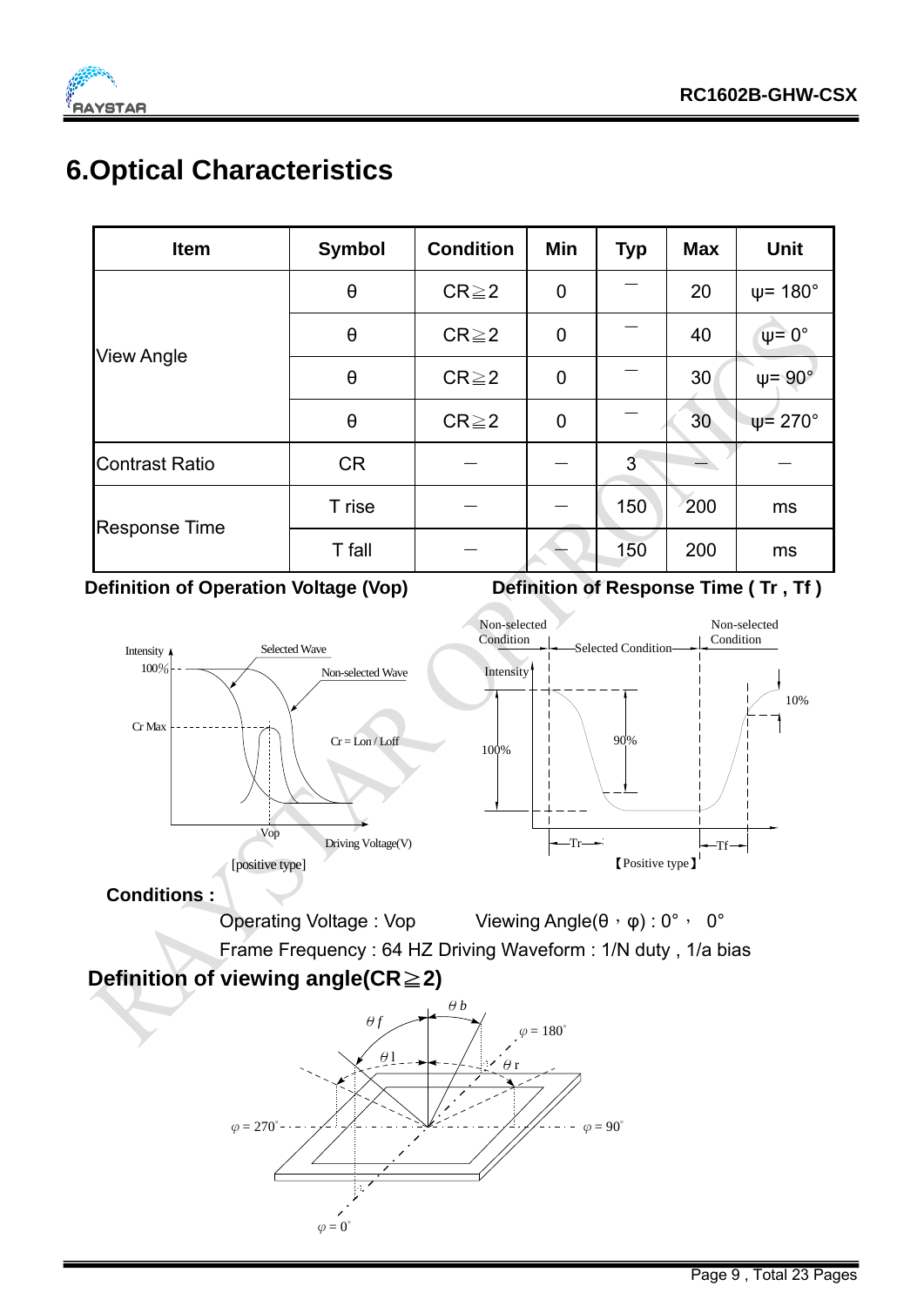## 6.Optical Characteristics

| Item | Symbol | Condition | Min | Typ | Max | Unit |
|---|---|---|---|---|---|---|
| View Angle | θ | CR≧2 | 0 | — | 20 | ψ= 180° |
| | θ | CR≧2 | 0 | — | 40 | ψ= 0° |
| | θ | CR≧2 | 0 | — | 30 | ψ= 90° |
| | θ | CR≧2 | 0 | — | 30 | ψ= 270° |
| Contrast Ratio | CR | — | — | 3 | — | — |
| Response Time | T rise | — | — | 150 | 200 | ms |
| | T fall | — | — | 150 | 200 | ms |

**Definition of Operation Voltage (Vop)**

Intensity, 100%, Cr Max, Selected Wave, Non-selected Wave, Cr = Lon / Loff, Vop, Driving Voltage(V)

[positive type]

**Definition of Response Time ( Tr , Tf )**

Non-selected Condition, Selected Condition, Non-selected Condition, Intensity, 100%, 90%, 10%, Tr, Tf

【Positive type】

**Conditions :**

Operating Voltage : Vop Viewing Angle(θ，φ) : 0°， 0°

Frame Frequency : 64 HZ Driving Waveform : 1/N duty , 1/a bias

**Definition of viewing angle(CR≧2)**

θb, θf, θl, θr, φ = 180°, φ = 270°, φ = 90°, φ = 0°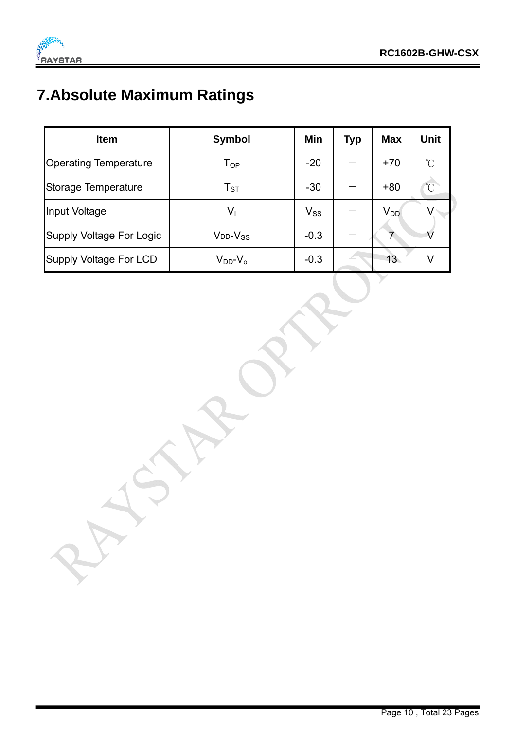# 7.Absolute Maximum Ratings

| Item | Symbol | Min | Typ | Max | Unit |
|---|---|---|---|---|---|
| Operating Temperature | $T_{OP}$ | -20 | － | +70 | ℃ |
| Storage Temperature | $T_{ST}$ | -30 | － | +80 | ℃ |
| Input Voltage | $V_I$ | $V_{SS}$ | － | $V_{DD}$ | V |
| Supply Voltage For Logic | $V_{DD}$-$V_{SS}$ | -0.3 | － | 7 | V |
| Supply Voltage For LCD | $V_{DD}$-$V_o$ | -0.3 | － | 13 | V |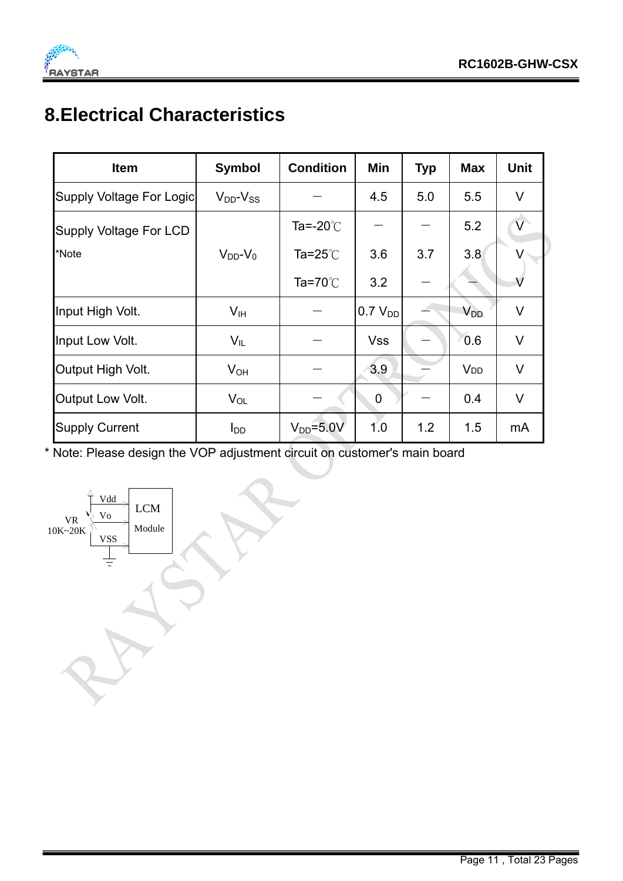# 8.Electrical Characteristics

| Item | Symbol | Condition | Min | Typ | Max | Unit |
|---|---|---|---|---|---|---|
| Supply Voltage For Logic | $V_{DD}$-$V_{SS}$ | — | 4.5 | 5.0 | 5.5 | V |
| Supply Voltage For LCD *Note | $V_{DD}$-$V_0$ | Ta=-20℃ | — | — | 5.2 | V |
| | | Ta=25℃ | 3.6 | 3.7 | 3.8 | V |
| | | Ta=70℃ | 3.2 | — | — | V |
| Input High Volt. | $V_{IH}$ | — | 0.7 $V_{DD}$ | — | $V_{DD}$ | V |
| Input Low Volt. | $V_{IL}$ | — | Vss | — | 0.6 | V |
| Output High Volt. | $V_{OH}$ | — | 3.9 | — | $V_{DD}$ | V |
| Output Low Volt. | $V_{OL}$ | — | 0 | — | 0.4 | V |
| Supply Current | $I_{DD}$ | $V_{DD}$=5.0V | 1.0 | 1.2 | 1.5 | mA |

* Note: Please design the VOP adjustment circuit on customer's main board

VR 10K~20K — Vdd, Vo, VSS — LCM Module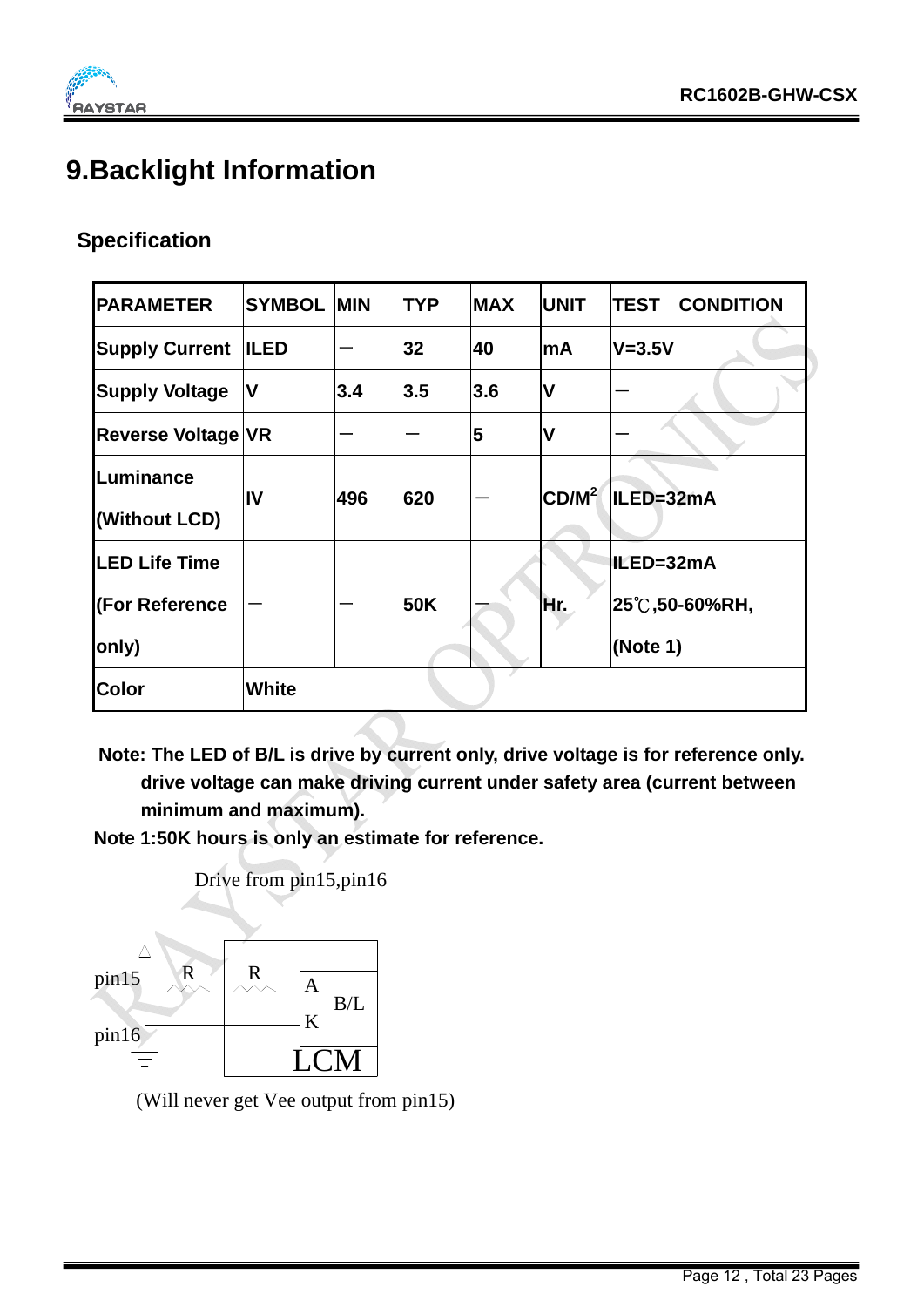# 9.Backlight Information

## Specification

| PARAMETER | SYMBOL | MIN | TYP | MAX | UNIT | TEST CONDITION |
|---|---|---|---|---|---|---|
| Supply Current | ILED | — | 32 | 40 | mA | V=3.5V |
| Supply Voltage | V | 3.4 | 3.5 | 3.6 | V | — |
| Reverse Voltage | VR | — | — | 5 | V | — |
| Luminance (Without LCD) | IV | 496 | 620 | — | $CD/M^2$ | ILED=32mA |
| LED Life Time (For Reference only) | — | — | 50K | — | Hr. | ILED=32mA 25℃,50-60%RH, (Note 1) |
| Color | White | | | | | |

**Note: The LED of B/L is drive by current only, drive voltage is for reference only. drive voltage can make driving current under safety area (current between minimum and maximum).**

**Note 1:50K hours is only an estimate for reference.**

Drive from pin15,pin16

pin15 — R — R — A (B/L)
pin16 — K
LCM

(Will never get Vee output from pin15)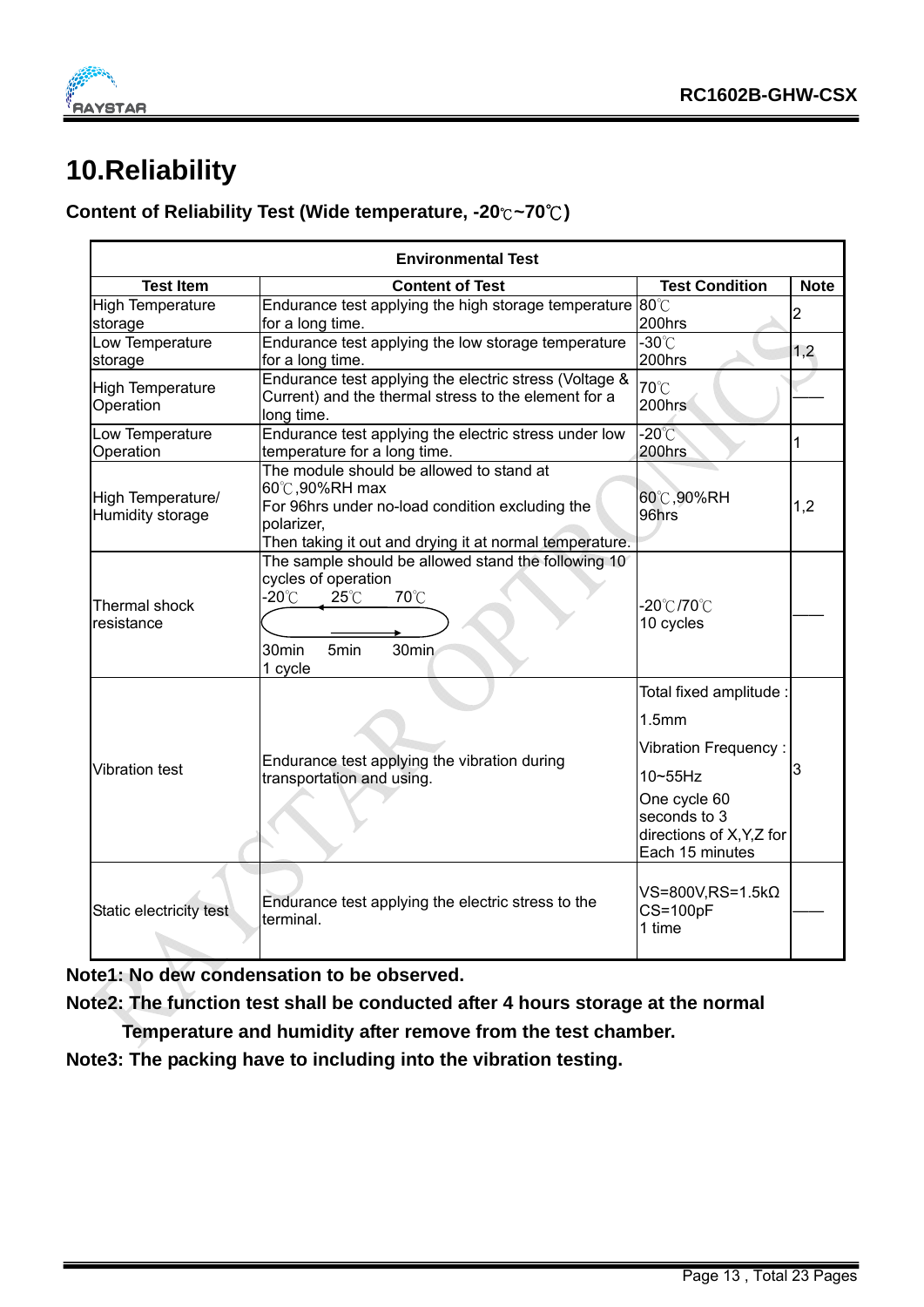# 10.Reliability

**Content of Reliability Test (Wide temperature, -20℃~70℃)**

| Environmental Test | | | |
|---|---|---|---|
| **Test Item** | **Content of Test** | **Test Condition** | **Note** |
| High Temperature storage | Endurance test applying the high storage temperature for a long time. | 80℃ 200hrs | 2 |
| Low Temperature storage | Endurance test applying the low storage temperature for a long time. | -30℃ 200hrs | 1,2 |
| High Temperature Operation | Endurance test applying the electric stress (Voltage & Current) and the thermal stress to the element for a long time. | 70℃ 200hrs | —— |
| Low Temperature Operation | Endurance test applying the electric stress under low temperature for a long time. | -20℃ 200hrs | 1 |
| High Temperature/ Humidity storage | The module should be allowed to stand at 60℃,90%RH max For 96hrs under no-load condition excluding the polarizer, Then taking it out and drying it at normal temperature. | 60℃,90%RH 96hrs | 1,2 |
| Thermal shock resistance | The sample should be allowed stand the following 10 cycles of operation -20℃ 25℃ 70℃ 30min 5min 30min 1 cycle | -20℃/70℃ 10 cycles | —— |
| Vibration test | Endurance test applying the vibration during transportation and using. | Total fixed amplitude : 1.5mm Vibration Frequency : 10~55Hz One cycle 60 seconds to 3 directions of X,Y,Z for Each 15 minutes | 3 |
| Static electricity test | Endurance test applying the electric stress to the terminal. | VS=800V,RS=1.5kΩ CS=100pF 1 time | —— |

**Note1: No dew condensation to be observed.**

**Note2: The function test shall be conducted after 4 hours storage at the normal Temperature and humidity after remove from the test chamber.**

**Note3: The packing have to including into the vibration testing.**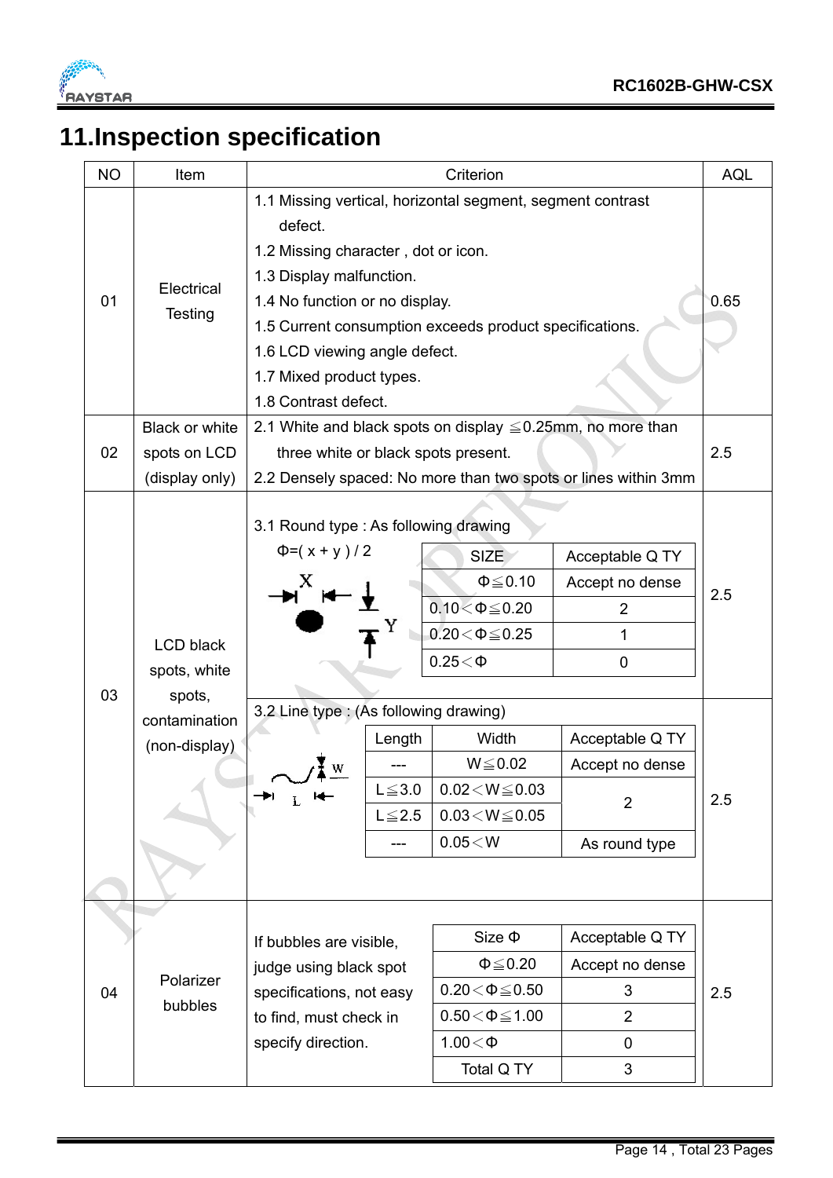# 11.Inspection specification

| NO | Item | Criterion | AQL |
|---|---|---|---|
| 01 | Electrical Testing | 1.1 Missing vertical, horizontal segment, segment contrast defect.<br>1.2 Missing character , dot or icon.<br>1.3 Display malfunction.<br>1.4 No function or no display.<br>1.5 Current consumption exceeds product specifications.<br>1.6 LCD viewing angle defect.<br>1.7 Mixed product types.<br>1.8 Contrast defect. | 0.65 |
| 02 | Black or white spots on LCD (display only) | 2.1 White and black spots on display ≦0.25mm, no more than three white or black spots present.<br>2.2 Densely spaced: No more than two spots or lines within 3mm | 2.5 |
| 03 | LCD black spots, white spots, contamination (non-display) | 3.1 Round type : As following drawing<br>Φ=( x + y ) / 2<br>SIZE / Acceptable Q TY:<br>Φ≦0.10 : Accept no dense<br>0.10＜Φ≦0.20 : 2<br>0.20＜Φ≦0.25 : 1<br>0.25＜Φ : 0 | 2.5 |
| | | 3.2 Line type : (As following drawing)<br>Length / Width / Acceptable Q TY:<br>--- / W≦0.02 / Accept no dense<br>L≦3.0 / 0.02＜W≦0.03 / 2<br>L≦2.5 / 0.03＜W≦0.05 / 2<br>--- / 0.05＜W / As round type | 2.5 |
| 04 | Polarizer bubbles | If bubbles are visible, judge using black spot specifications, not easy to find, must check in specify direction.<br>Size Φ / Acceptable Q TY:<br>Φ≦0.20 : Accept no dense<br>0.20＜Φ≦0.50 : 3<br>0.50＜Φ≦1.00 : 2<br>1.00＜Φ : 0<br>Total Q TY : 3 | 2.5 |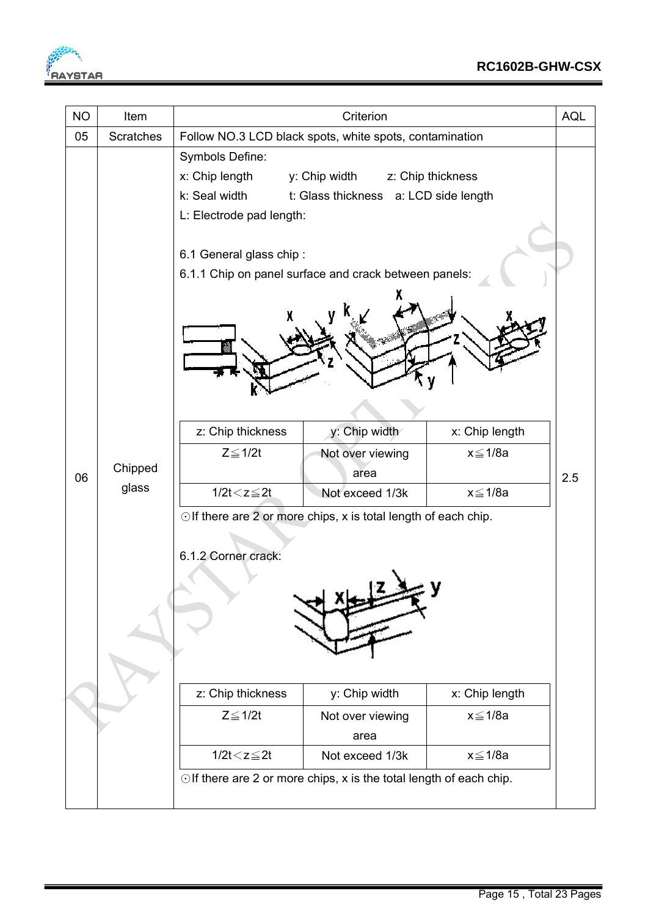| NO | Item | Criterion | AQL |
|---|---|---|---|
| 05 | Scratches | Follow NO.3 LCD black spots, white spots, contamination | |
| 06 | Chipped glass | Symbols Define:<br>x: Chip length y: Chip width z: Chip thickness<br>k: Seal width t: Glass thickness a: LCD side length<br>L: Electrode pad length:<br><br>6.1 General glass chip :<br>6.1.1 Chip on panel surface and crack between panels:<br><br>z: Chip thickness / y: Chip width / x: Chip length<br>Z≦1/2t / Not over viewing area / x≦1/8a<br>1/2t<z≦2t / Not exceed 1/3k / x≦1/8a<br>⊙If there are 2 or more chips, x is total length of each chip.<br><br>6.1.2 Corner crack:<br><br>z: Chip thickness / y: Chip width / x: Chip length<br>Z≦1/2t / Not over viewing area / x≦1/8a<br>1/2t<z≦2t / Not exceed 1/3k / x≦1/8a<br>⊙If there are 2 or more chips, x is the total length of each chip. | 2.5 |

6.1.1 Chip on panel surface and crack between panels:

| z: Chip thickness | y: Chip width | x: Chip length |
|---|---|---|
| Z≦1/2t | Not over viewing area | x≦1/8a |
| 1/2t<z≦2t | Not exceed 1/3k | x≦1/8a |

⊙If there are 2 or more chips, x is total length of each chip.

6.1.2 Corner crack:

| z: Chip thickness | y: Chip width | x: Chip length |
|---|---|---|
| Z≦1/2t | Not over viewing area | x≦1/8a |
| 1/2t<z≦2t | Not exceed 1/3k | x≦1/8a |

⊙If there are 2 or more chips, x is the total length of each chip.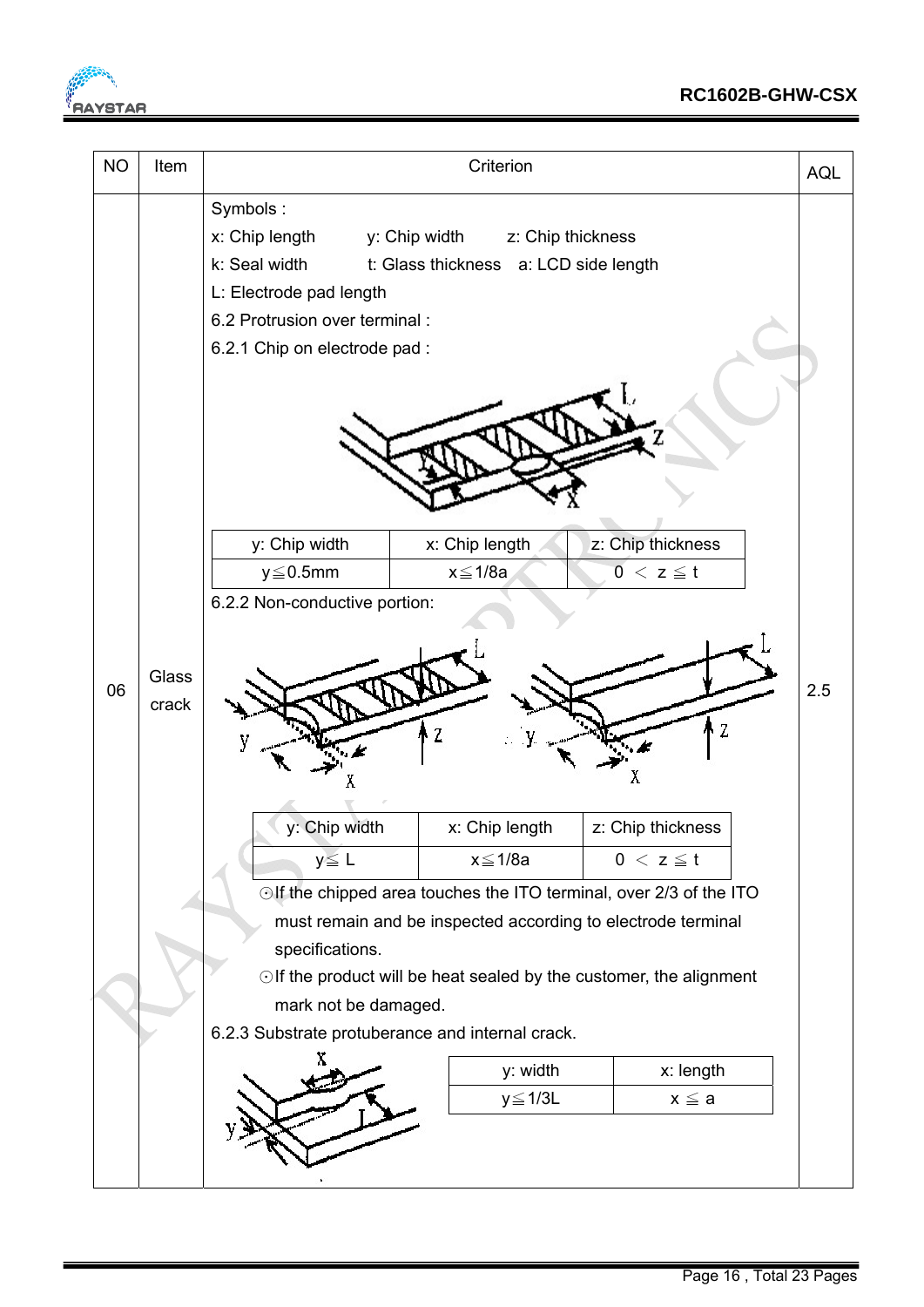| NO | Item | Criterion | AQL |
|---|---|---|---|
| 06 | Glass crack | Symbols :<br>x: Chip length    y: Chip width    z: Chip thickness<br>k: Seal width    t: Glass thickness    a: LCD side length<br>L: Electrode pad length<br>6.2 Protrusion over terminal :<br>6.2.1 Chip on electrode pad :<br><br>y: Chip width: y≦0.5mm; x: Chip length: x≦1/8a; z: Chip thickness: 0 ＜ z ≦ t<br><br>6.2.2 Non-conductive portion:<br><br>y: Chip width: y≦ L; x: Chip length: x≦1/8a; z: Chip thickness: 0 ＜ z ≦ t<br><br>⊙If the chipped area touches the ITO terminal, over 2/3 of the ITO must remain and be inspected according to electrode terminal specifications.<br>⊙If the product will be heat sealed by the customer, the alignment mark not be damaged.<br><br>6.2.3 Substrate protuberance and internal crack.<br><br>y: width: y≦1/3L; x: length: x ≦ a | 2.5 |

**6.2.1 Chip on electrode pad:**

| y: Chip width | x: Chip length | z: Chip thickness |
|---|---|---|
| y≦0.5mm | x≦1/8a | 0 ＜ z ≦ t |

**6.2.2 Non-conductive portion:**

| y: Chip width | x: Chip length | z: Chip thickness |
|---|---|---|
| y≦ L | x≦1/8a | 0 ＜ z ≦ t |

**6.2.3 Substrate protuberance and internal crack:**

| y: width | x: length |
|---|---|
| y≦1/3L | x ≦ a |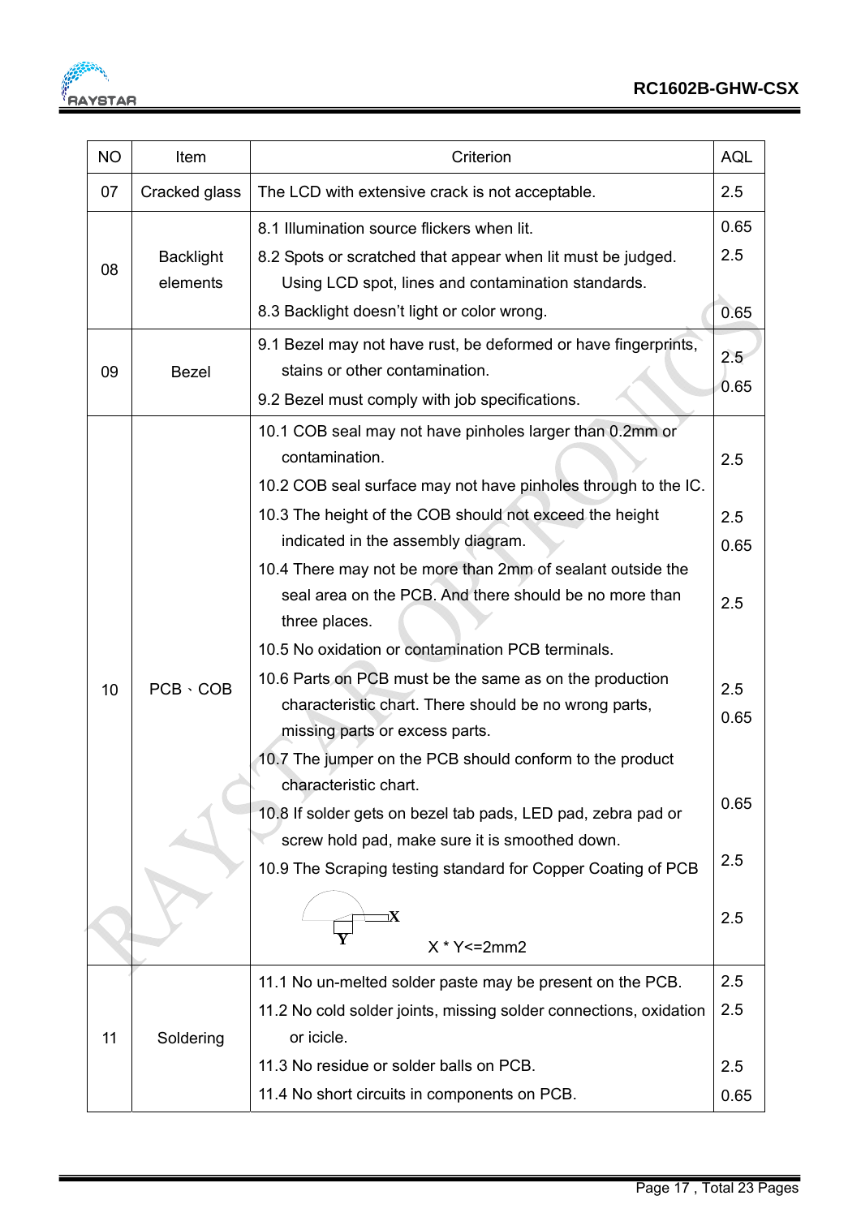| NO | Item | Criterion | AQL |
|---|---|---|---|
| 07 | Cracked glass | The LCD with extensive crack is not acceptable. | 2.5 |
| 08 | Backlight elements | 8.1 Illumination source flickers when lit.<br>8.2 Spots or scratched that appear when lit must be judged. Using LCD spot, lines and contamination standards.<br>8.3 Backlight doesn't light or color wrong. | 0.65<br>2.5<br><br>0.65 |
| 09 | Bezel | 9.1 Bezel may not have rust, be deformed or have fingerprints, stains or other contamination.<br>9.2 Bezel must comply with job specifications. | 2.5<br>0.65 |
| 10 | PCB、COB | 10.1 COB seal may not have pinholes larger than 0.2mm or contamination.<br>10.2 COB seal surface may not have pinholes through to the IC.<br>10.3 The height of the COB should not exceed the height indicated in the assembly diagram.<br>10.4 There may not be more than 2mm of sealant outside the seal area on the PCB. And there should be no more than three places.<br>10.5 No oxidation or contamination PCB terminals.<br>10.6 Parts on PCB must be the same as on the production characteristic chart. There should be no wrong parts, missing parts or excess parts.<br>10.7 The jumper on the PCB should conform to the product characteristic chart.<br>10.8 If solder gets on bezel tab pads, LED pad, zebra pad or screw hold pad, make sure it is smoothed down.<br>10.9 The Scraping testing standard for Copper Coating of PCB<br>X * Y<=2mm2 | 2.5<br><br>2.5<br>0.65<br><br>2.5<br><br>2.5<br>0.65<br><br>0.65<br><br>2.5<br><br>2.5 |
| 11 | Soldering | 11.1 No un-melted solder paste may be present on the PCB.<br>11.2 No cold solder joints, missing solder connections, oxidation or icicle.<br>11.3 No residue or solder balls on PCB.<br>11.4 No short circuits in components on PCB. | 2.5<br>2.5<br><br>2.5<br>0.65 |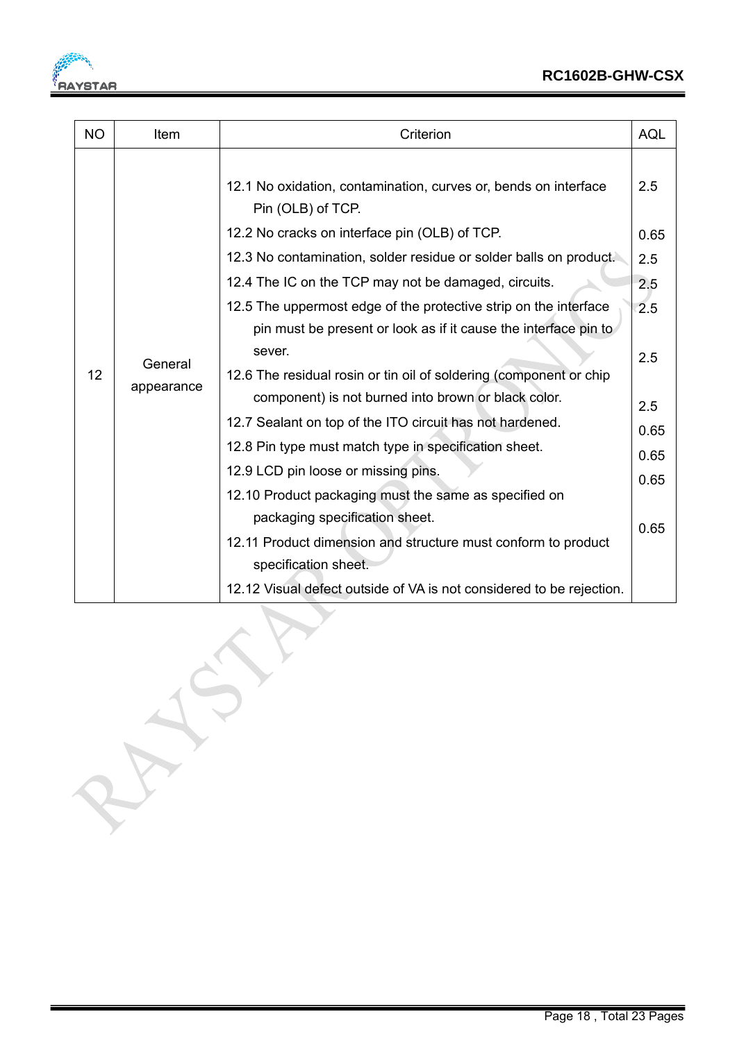| NO | Item | Criterion | AQL |
|---|---|---|---|
| 12 | General appearance | 12.1 No oxidation, contamination, curves or, bends on interface Pin (OLB) of TCP. | 2.5 |
| | | 12.2 No cracks on interface pin (OLB) of TCP. | 0.65 |
| | | 12.3 No contamination, solder residue or solder balls on product. | 2.5 |
| | | 12.4 The IC on the TCP may not be damaged, circuits. | 2.5 |
| | | 12.5 The uppermost edge of the protective strip on the interface pin must be present or look as if it cause the interface pin to sever. | 2.5 |
| | | 12.6 The residual rosin or tin oil of soldering (component or chip component) is not burned into brown or black color. | 2.5 |
| | | 12.7 Sealant on top of the ITO circuit has not hardened. | 2.5 |
| | | 12.8 Pin type must match type in specification sheet. | 0.65 |
| | | 12.9 LCD pin loose or missing pins. | 0.65 |
| | | 12.10 Product packaging must the same as specified on packaging specification sheet. | 0.65 |
| | | 12.11 Product dimension and structure must conform to product specification sheet. | 0.65 |
| | | 12.12 Visual defect outside of VA is not considered to be rejection. | |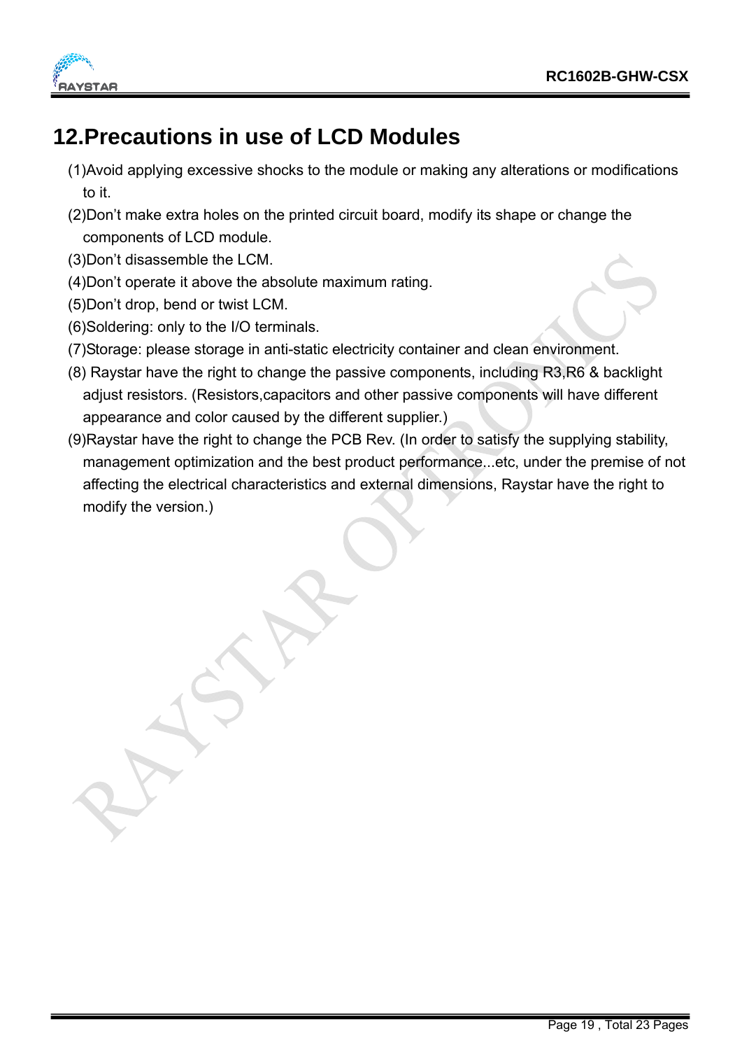## 12.Precautions in use of LCD Modules

(1)Avoid applying excessive shocks to the module or making any alterations or modifications to it.

(2)Don't make extra holes on the printed circuit board, modify its shape or change the components of LCD module.

(3)Don't disassemble the LCM.

(4)Don't operate it above the absolute maximum rating.

(5)Don't drop, bend or twist LCM.

(6)Soldering: only to the I/O terminals.

(7)Storage: please storage in anti-static electricity container and clean environment.

(8) Raystar have the right to change the passive components, including R3,R6 & backlight adjust resistors. (Resistors,capacitors and other passive components will have different appearance and color caused by the different supplier.)

(9)Raystar have the right to change the PCB Rev. (In order to satisfy the supplying stability, management optimization and the best product performance...etc, under the premise of not affecting the electrical characteristics and external dimensions, Raystar have the right to modify the version.)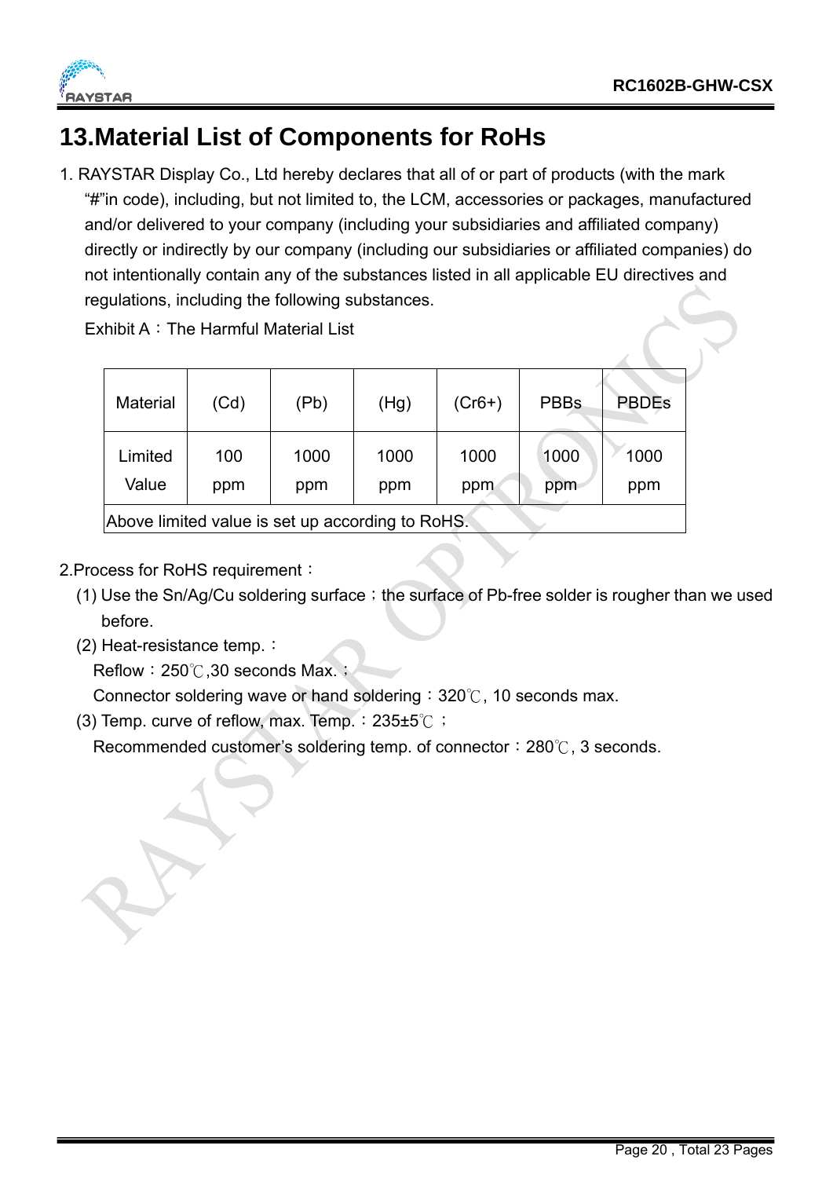# 13.Material List of Components for RoHs

1. RAYSTAR Display Co., Ltd hereby declares that all of or part of products (with the mark "#"in code), including, but not limited to, the LCM, accessories or packages, manufactured and/or delivered to your company (including your subsidiaries and affiliated company) directly or indirectly by our company (including our subsidiaries or affiliated companies) do not intentionally contain any of the substances listed in all applicable EU directives and regulations, including the following substances.

   Exhibit A：The Harmful Material List

| Material | (Cd) | (Pb) | (Hg) | (Cr6+) | PBBs | PBDEs |
|---|---|---|---|---|---|---|
| Limited Value | 100 ppm | 1000 ppm | 1000 ppm | 1000 ppm | 1000 ppm | 1000 ppm |
| Above limited value is set up according to RoHS. | | | | | | |

2.Process for RoHS requirement：

(1) Use the Sn/Ag/Cu soldering surface；the surface of Pb-free solder is rougher than we used before.

(2) Heat-resistance temp.：

Reflow：250℃,30 seconds Max.；

Connector soldering wave or hand soldering：320℃, 10 seconds max.

(3) Temp. curve of reflow, max. Temp.：235±5℃；

Recommended customer's soldering temp. of connector：280℃, 3 seconds.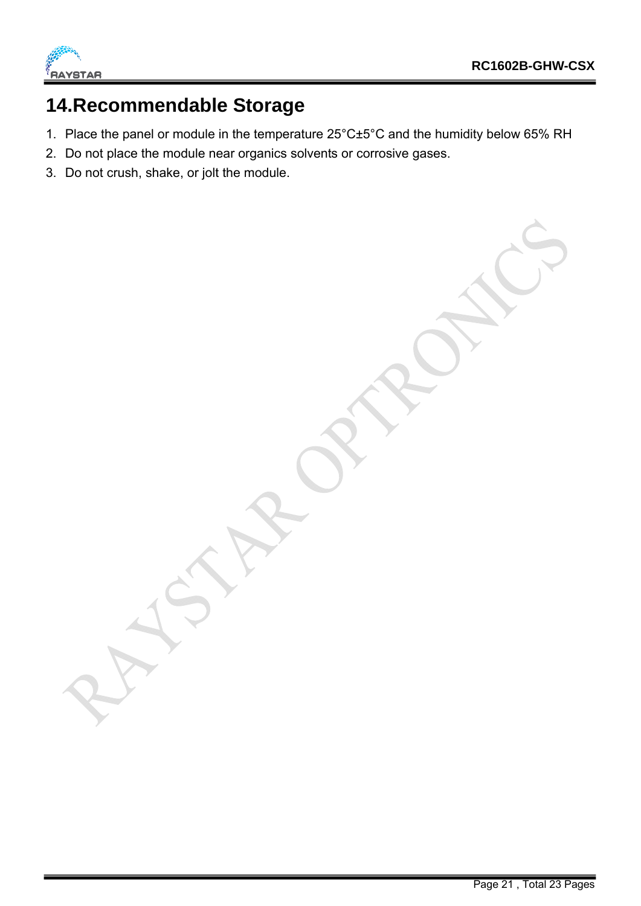# 14.Recommendable Storage

1. Place the panel or module in the temperature 25°C±5°C and the humidity below 65% RH
2. Do not place the module near organics solvents or corrosive gases.
3. Do not crush, shake, or jolt the module.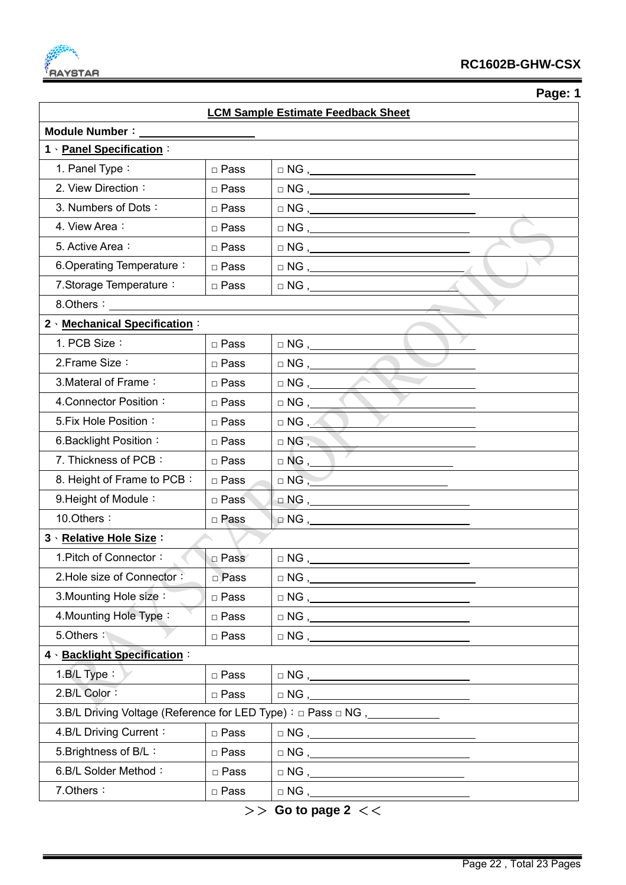Page: 1

| LCM Sample Estimate Feedback Sheet | | |
|---|---|---|
| **Module Number：** ____________ | | |
| **1、Panel Specification：** | | |
| 1. Panel Type： | □ Pass | □ NG , ____________ |
| 2. View Direction： | □ Pass | □ NG , ____________ |
| 3. Numbers of Dots： | □ Pass | □ NG , ____________ |
| 4. View Area： | □ Pass | □ NG , ____________ |
| 5. Active Area： | □ Pass | □ NG , ____________ |
| 6.Operating Temperature： | □ Pass | □ NG , ____________ |
| 7.Storage Temperature： | □ Pass | □ NG , ____________ |
| 8.Others： ____________ | | |
| **2、Mechanical Specification：** | | |
| 1. PCB Size： | □ Pass | □ NG , ____________ |
| 2.Frame Size： | □ Pass | □ NG , ____________ |
| 3.Materal of Frame： | □ Pass | □ NG , ____________ |
| 4.Connector Position： | □ Pass | □ NG , ____________ |
| 5.Fix Hole Position： | □ Pass | □ NG , ____________ |
| 6.Backlight Position： | □ Pass | □ NG , ____________ |
| 7. Thickness of PCB： | □ Pass | □ NG , ____________ |
| 8. Height of Frame to PCB： | □ Pass | □ NG , ____________ |
| 9.Height of Module： | □ Pass | □ NG , ____________ |
| 10.Others： | □ Pass | □ NG , ____________ |
| **3、Relative Hole Size：** | | |
| 1.Pitch of Connector： | □ Pass | □ NG , ____________ |
| 2.Hole size of Connector： | □ Pass | □ NG , ____________ |
| 3.Mounting Hole size： | □ Pass | □ NG , ____________ |
| 4.Mounting Hole Type： | □ Pass | □ NG , ____________ |
| 5.Others： | □ Pass | □ NG , ____________ |
| **4、Backlight Specification：** | | |
| 1.B/L Type： | □ Pass | □ NG , ____________ |
| 2.B/L Color： | □ Pass | □ NG , ____________ |
| 3.B/L Driving Voltage (Reference for LED Type)：□ Pass □ NG , ____________ | | |
| 4.B/L Driving Current： | □ Pass | □ NG , ____________ |
| 5.Brightness of B/L： | □ Pass | □ NG , ____________ |
| 6.B/L Solder Method： | □ Pass | □ NG , ____________ |
| 7.Others： | □ Pass | □ NG , ____________ |

＞＞ **Go to page 2** ＜＜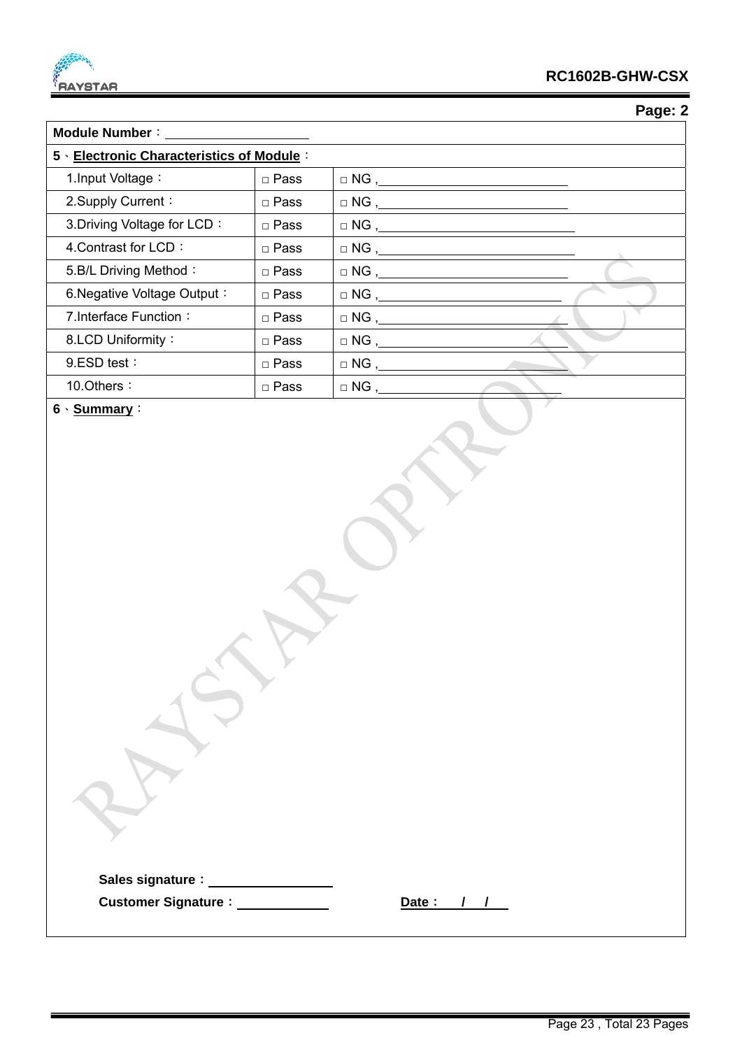Page: 2

Module Number：\_\_\_\_\_\_\_\_\_\_\_\_\_\_\_\_\_\_\_\_

5、**Electronic Characteristics of Module**：

| | | |
|---|---|---|
| 1.Input Voltage： | □ Pass | □ NG ,\_\_\_\_\_\_\_\_\_\_\_\_\_\_\_\_\_\_\_\_\_\_\_\_\_\_ |
| 2.Supply Current： | □ Pass | □ NG ,\_\_\_\_\_\_\_\_\_\_\_\_\_\_\_\_\_\_\_\_\_\_\_\_\_\_ |
| 3.Driving Voltage for LCD： | □ Pass | □ NG ,\_\_\_\_\_\_\_\_\_\_\_\_\_\_\_\_\_\_\_\_\_\_\_\_\_\_ |
| 4.Contrast for LCD： | □ Pass | □ NG ,\_\_\_\_\_\_\_\_\_\_\_\_\_\_\_\_\_\_\_\_\_\_\_\_\_\_ |
| 5.B/L Driving Method： | □ Pass | □ NG ,\_\_\_\_\_\_\_\_\_\_\_\_\_\_\_\_\_\_\_\_\_\_\_\_\_\_ |
| 6.Negative Voltage Output： | □ Pass | □ NG ,\_\_\_\_\_\_\_\_\_\_\_\_\_\_\_\_\_\_\_\_\_\_\_\_\_\_ |
| 7.Interface Function： | □ Pass | □ NG ,\_\_\_\_\_\_\_\_\_\_\_\_\_\_\_\_\_\_\_\_\_\_\_\_\_\_ |
| 8.LCD Uniformity： | □ Pass | □ NG ,\_\_\_\_\_\_\_\_\_\_\_\_\_\_\_\_\_\_\_\_\_\_\_\_\_\_ |
| 9.ESD test： | □ Pass | □ NG ,\_\_\_\_\_\_\_\_\_\_\_\_\_\_\_\_\_\_\_\_\_\_\_\_\_\_ |
| 10.Others： | □ Pass | □ NG ,\_\_\_\_\_\_\_\_\_\_\_\_\_\_\_\_\_\_\_\_\_\_\_\_\_\_ |

6、**Summary**：

**Sales signature：** \_\_\_\_\_\_\_\_\_\_\_\_\_\_\_\_\_\_

**Customer Signature：** \_\_\_\_\_\_\_\_\_\_\_\_\_\_ **Date： / /**